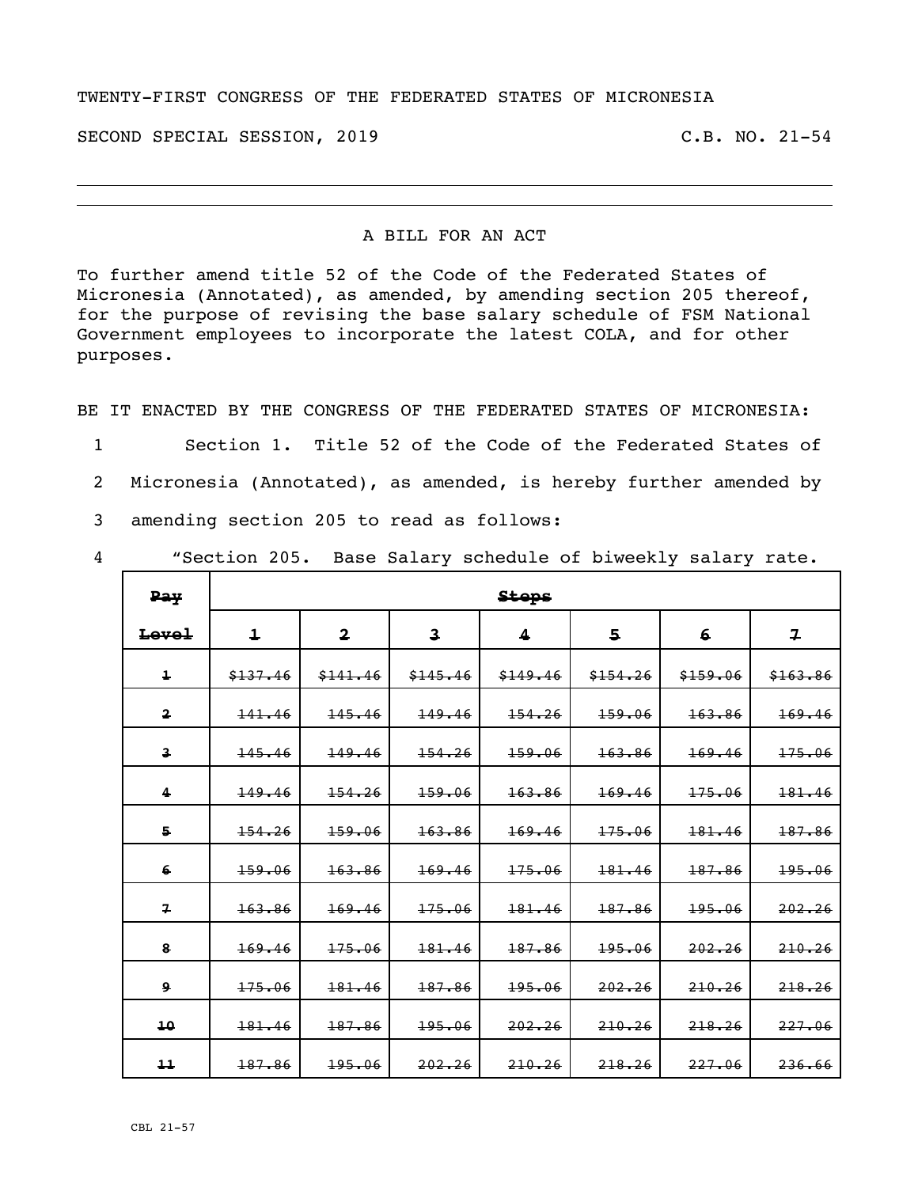TWENTY-FIRST CONGRESS OF THE FEDERATED STATES OF MICRONESIA

SECOND SPECIAL SESSION, 2019 C.B. NO. 21-54

---

A BILL FOR AN ACT

To further amend title 52 of the Code of the Federated States of Micronesia (Annotated), as amended, by amending section 205 thereof, for the purpose of revising the base salary schedule of FSM National Government employees to incorporate the latest COLA, and for other purposes.

BE IT ENACTED BY THE CONGRESS OF THE FEDERATED STATES OF MICRONESIA:

1 Section 1. Title 52 of the Code of the Federated States of
2 Micronesia (Annotated), as amended, is hereby further amended by
3 amending section 205 to read as follows:
4 "Section 205. Base Salary schedule of biweekly salary rate.

| ~~Pay~~ | ~~Steps~~ | | | | | | |
|---|---|---|---|---|---|---|---|
| ~~Level~~ | ~~1~~ | ~~2~~ | ~~3~~ | ~~4~~ | ~~5~~ | ~~6~~ | ~~7~~ |
| ~~1~~ | ~~$137.46~~ | ~~$141.46~~ | ~~$145.46~~ | ~~$149.46~~ | ~~$154.26~~ | ~~$159.06~~ | ~~$163.86~~ |
| ~~2~~ | ~~141.46~~ | ~~145.46~~ | ~~149.46~~ | ~~154.26~~ | ~~159.06~~ | ~~163.86~~ | ~~169.46~~ |
| ~~3~~ | ~~145.46~~ | ~~149.46~~ | ~~154.26~~ | ~~159.06~~ | ~~163.86~~ | ~~169.46~~ | ~~175.06~~ |
| ~~4~~ | ~~149.46~~ | ~~154.26~~ | ~~159.06~~ | ~~163.86~~ | ~~169.46~~ | ~~175.06~~ | ~~181.46~~ |
| ~~5~~ | ~~154.26~~ | ~~159.06~~ | ~~163.86~~ | ~~169.46~~ | ~~175.06~~ | ~~181.46~~ | ~~187.86~~ |
| ~~6~~ | ~~159.06~~ | ~~163.86~~ | ~~169.46~~ | ~~175.06~~ | ~~181.46~~ | ~~187.86~~ | ~~195.06~~ |
| ~~7~~ | ~~163.86~~ | ~~169.46~~ | ~~175.06~~ | ~~181.46~~ | ~~187.86~~ | ~~195.06~~ | ~~202.26~~ |
| ~~8~~ | ~~169.46~~ | ~~175.06~~ | ~~181.46~~ | ~~187.86~~ | ~~195.06~~ | ~~202.26~~ | ~~210.26~~ |
| ~~9~~ | ~~175.06~~ | ~~181.46~~ | ~~187.86~~ | ~~195.06~~ | ~~202.26~~ | ~~210.26~~ | ~~218.26~~ |
| ~~10~~ | ~~181.46~~ | ~~187.86~~ | ~~195.06~~ | ~~202.26~~ | ~~210.26~~ | ~~218.26~~ | ~~227.06~~ |
| ~~11~~ | ~~187.86~~ | ~~195.06~~ | ~~202.26~~ | ~~210.26~~ | ~~218.26~~ | ~~227.06~~ | ~~236.66~~ |

CBL 21-57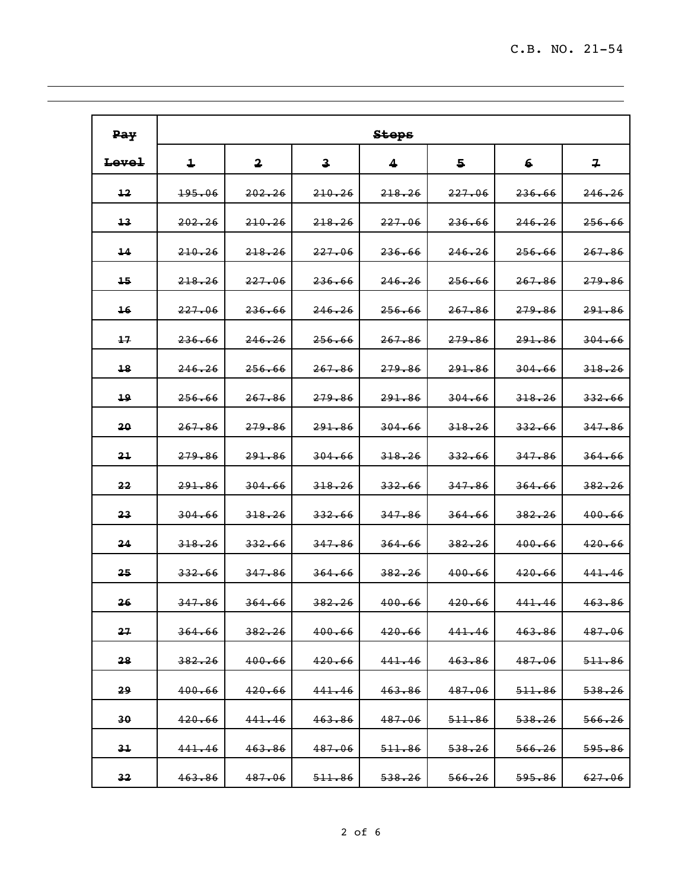| ~~Pay Level~~ | ~~Steps~~ | | | | | | |
|---|---|---|---|---|---|---|---|
| | ~~1~~ | ~~2~~ | ~~3~~ | ~~4~~ | ~~5~~ | ~~6~~ | ~~7~~ |
| ~~12~~ | ~~195.06~~ | ~~202.26~~ | ~~210.26~~ | ~~218.26~~ | ~~227.06~~ | ~~236.66~~ | ~~246.26~~ |
| ~~13~~ | ~~202.26~~ | ~~210.26~~ | ~~218.26~~ | ~~227.06~~ | ~~236.66~~ | ~~246.26~~ | ~~256.66~~ |
| ~~14~~ | ~~210.26~~ | ~~218.26~~ | ~~227.06~~ | ~~236.66~~ | ~~246.26~~ | ~~256.66~~ | ~~267.86~~ |
| ~~15~~ | ~~218.26~~ | ~~227.06~~ | ~~236.66~~ | ~~246.26~~ | ~~256.66~~ | ~~267.86~~ | ~~279.86~~ |
| ~~16~~ | ~~227.06~~ | ~~236.66~~ | ~~246.26~~ | ~~256.66~~ | ~~267.86~~ | ~~279.86~~ | ~~291.86~~ |
| ~~17~~ | ~~236.66~~ | ~~246.26~~ | ~~256.66~~ | ~~267.86~~ | ~~279.86~~ | ~~291.86~~ | ~~304.66~~ |
| ~~18~~ | ~~246.26~~ | ~~256.66~~ | ~~267.86~~ | ~~279.86~~ | ~~291.86~~ | ~~304.66~~ | ~~318.26~~ |
| ~~19~~ | ~~256.66~~ | ~~267.86~~ | ~~279.86~~ | ~~291.86~~ | ~~304.66~~ | ~~318.26~~ | ~~332.66~~ |
| ~~20~~ | ~~267.86~~ | ~~279.86~~ | ~~291.86~~ | ~~304.66~~ | ~~318.26~~ | ~~332.66~~ | ~~347.86~~ |
| ~~21~~ | ~~279.86~~ | ~~291.86~~ | ~~304.66~~ | ~~318.26~~ | ~~332.66~~ | ~~347.86~~ | ~~364.66~~ |
| ~~22~~ | ~~291.86~~ | ~~304.66~~ | ~~318.26~~ | ~~332.66~~ | ~~347.86~~ | ~~364.66~~ | ~~382.26~~ |
| ~~23~~ | ~~304.66~~ | ~~318.26~~ | ~~332.66~~ | ~~347.86~~ | ~~364.66~~ | ~~382.26~~ | ~~400.66~~ |
| ~~24~~ | ~~318.26~~ | ~~332.66~~ | ~~347.86~~ | ~~364.66~~ | ~~382.26~~ | ~~400.66~~ | ~~420.66~~ |
| ~~25~~ | ~~332.66~~ | ~~347.86~~ | ~~364.66~~ | ~~382.26~~ | ~~400.66~~ | ~~420.66~~ | ~~441.46~~ |
| ~~26~~ | ~~347.86~~ | ~~364.66~~ | ~~382.26~~ | ~~400.66~~ | ~~420.66~~ | ~~441.46~~ | ~~463.86~~ |
| ~~27~~ | ~~364.66~~ | ~~382.26~~ | ~~400.66~~ | ~~420.66~~ | ~~441.46~~ | ~~463.86~~ | ~~487.06~~ |
| ~~28~~ | ~~382.26~~ | ~~400.66~~ | ~~420.66~~ | ~~441.46~~ | ~~463.86~~ | ~~487.06~~ | ~~511.86~~ |
| ~~29~~ | ~~400.66~~ | ~~420.66~~ | ~~441.46~~ | ~~463.86~~ | ~~487.06~~ | ~~511.86~~ | ~~538.26~~ |
| ~~30~~ | ~~420.66~~ | ~~441.46~~ | ~~463.86~~ | ~~487.06~~ | ~~511.86~~ | ~~538.26~~ | ~~566.26~~ |
| ~~31~~ | ~~441.46~~ | ~~463.86~~ | ~~487.06~~ | ~~511.86~~ | ~~538.26~~ | ~~566.26~~ | ~~595.86~~ |
| ~~32~~ | ~~463.86~~ | ~~487.06~~ | ~~511.86~~ | ~~538.26~~ | ~~566.26~~ | ~~595.86~~ | ~~627.06~~ |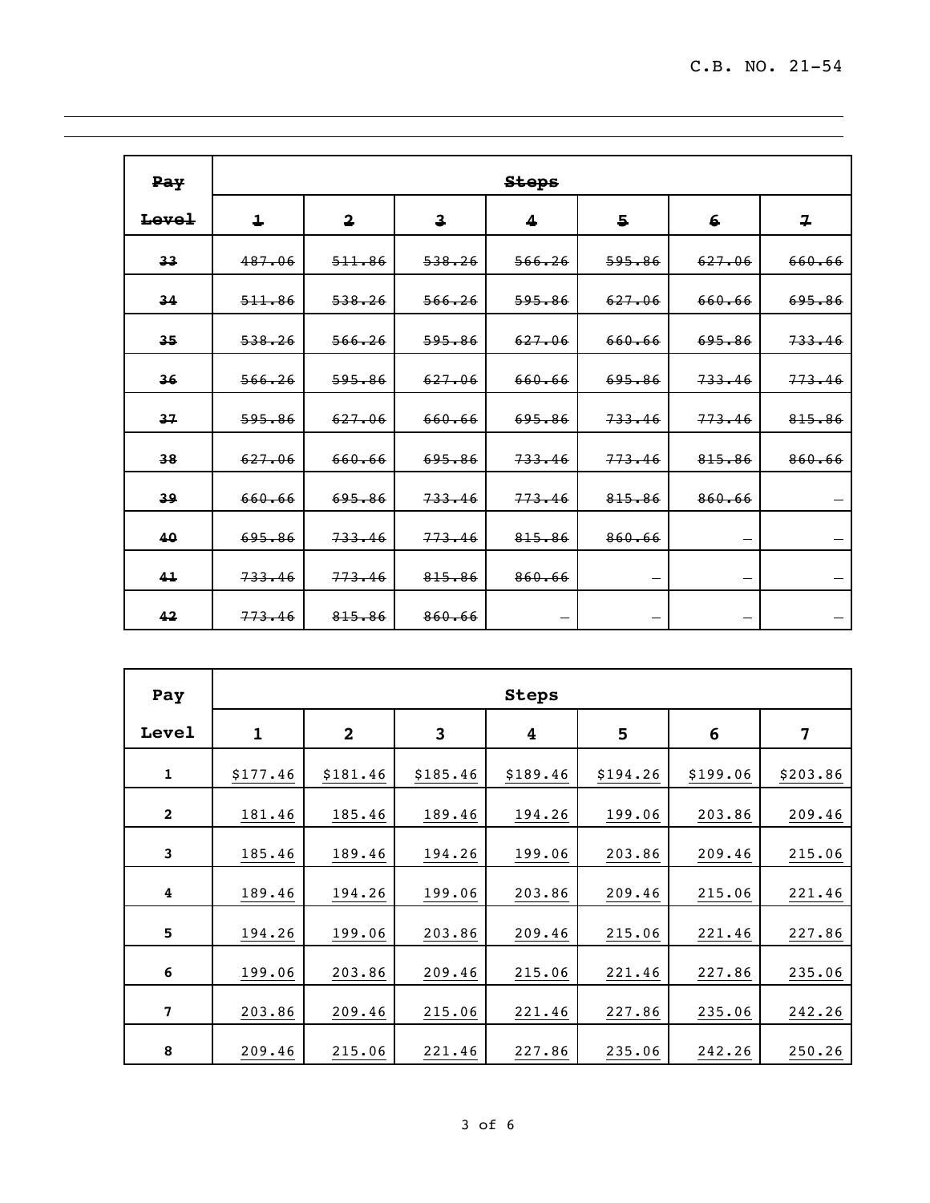| ~~Pay Level~~ | ~~Steps~~ | | | | | | |
|---|---|---|---|---|---|---|---|
| | ~~1~~ | ~~2~~ | ~~3~~ | ~~4~~ | ~~5~~ | ~~6~~ | ~~7~~ |
| ~~33~~ | ~~487.06~~ | ~~511.86~~ | ~~538.26~~ | ~~566.26~~ | ~~595.86~~ | ~~627.06~~ | ~~660.66~~ |
| ~~34~~ | ~~511.86~~ | ~~538.26~~ | ~~566.26~~ | ~~595.86~~ | ~~627.06~~ | ~~660.66~~ | ~~695.86~~ |
| ~~35~~ | ~~538.26~~ | ~~566.26~~ | ~~595.86~~ | ~~627.06~~ | ~~660.66~~ | ~~695.86~~ | ~~733.46~~ |
| ~~36~~ | ~~566.26~~ | ~~595.86~~ | ~~627.06~~ | ~~660.66~~ | ~~695.86~~ | ~~733.46~~ | ~~773.46~~ |
| ~~37~~ | ~~595.86~~ | ~~627.06~~ | ~~660.66~~ | ~~695.86~~ | ~~733.46~~ | ~~773.46~~ | ~~815.86~~ |
| ~~38~~ | ~~627.06~~ | ~~660.66~~ | ~~695.86~~ | ~~733.46~~ | ~~773.46~~ | ~~815.86~~ | ~~860.66~~ |
| ~~39~~ | ~~660.66~~ | ~~695.86~~ | ~~733.46~~ | ~~773.46~~ | ~~815.86~~ | ~~860.66~~ | — |
| ~~40~~ | ~~695.86~~ | ~~733.46~~ | ~~773.46~~ | ~~815.86~~ | ~~860.66~~ | — | — |
| ~~41~~ | ~~733.46~~ | ~~773.46~~ | ~~815.86~~ | ~~860.66~~ | — | — | — |
| ~~42~~ | ~~773.46~~ | ~~815.86~~ | ~~860.66~~ | — | — | — | — |

| Pay Level | Steps | | | | | | |
|---|---|---|---|---|---|---|---|
| | 1 | 2 | 3 | 4 | 5 | 6 | 7 |
| 1 | $177.46 | $181.46 | $185.46 | $189.46 | $194.26 | $199.06 | $203.86 |
| 2 | 181.46 | 185.46 | 189.46 | 194.26 | 199.06 | 203.86 | 209.46 |
| 3 | 185.46 | 189.46 | 194.26 | 199.06 | 203.86 | 209.46 | 215.06 |
| 4 | 189.46 | 194.26 | 199.06 | 203.86 | 209.46 | 215.06 | 221.46 |
| 5 | 194.26 | 199.06 | 203.86 | 209.46 | 215.06 | 221.46 | 227.86 |
| 6 | 199.06 | 203.86 | 209.46 | 215.06 | 221.46 | 227.86 | 235.06 |
| 7 | 203.86 | 209.46 | 215.06 | 221.46 | 227.86 | 235.06 | 242.26 |
| 8 | 209.46 | 215.06 | 221.46 | 227.86 | 235.06 | 242.26 | 250.26 |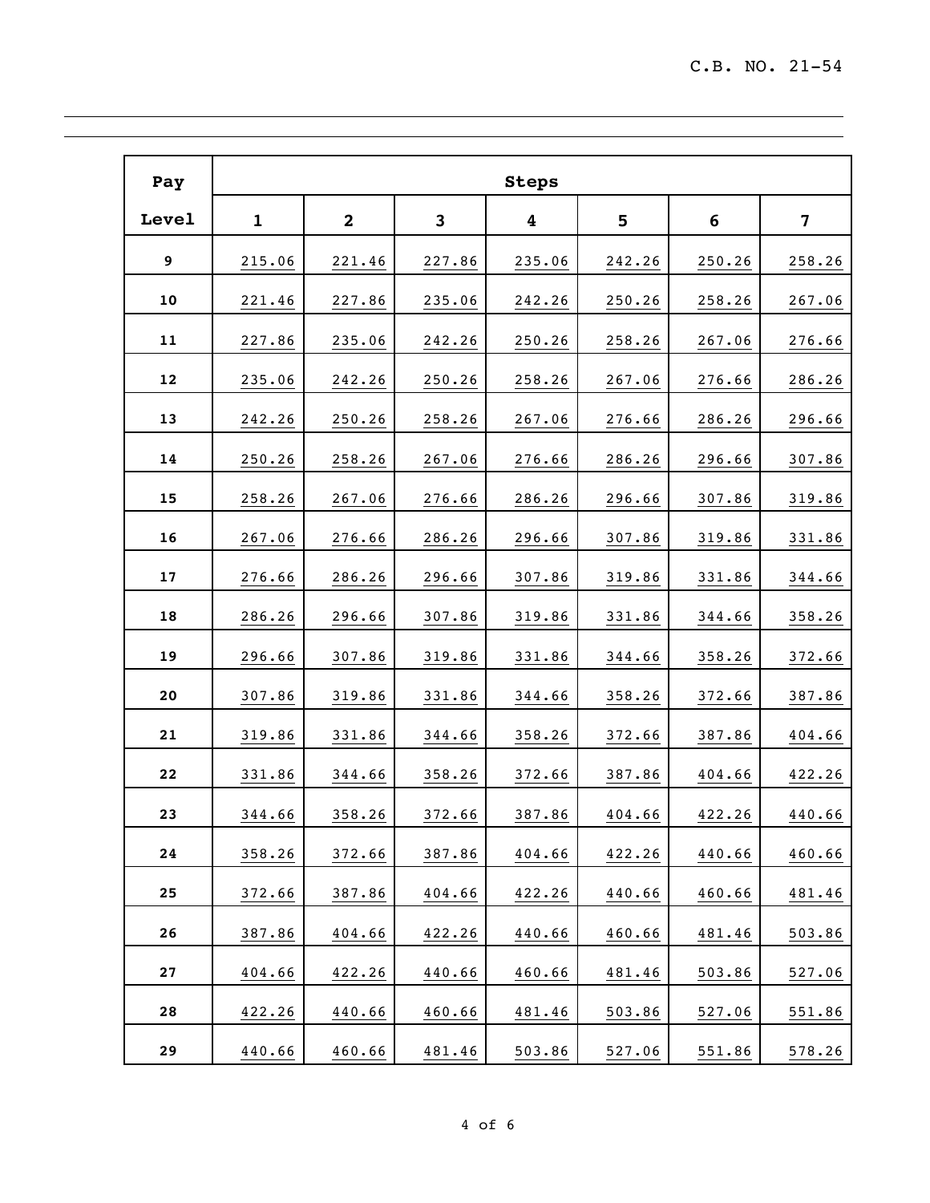| Pay Level | Steps | | | | | | |
|---|---|---|---|---|---|---|---|
| | 1 | 2 | 3 | 4 | 5 | 6 | 7 |
| 9 | 215.06 | 221.46 | 227.86 | 235.06 | 242.26 | 250.26 | 258.26 |
| 10 | 221.46 | 227.86 | 235.06 | 242.26 | 250.26 | 258.26 | 267.06 |
| 11 | 227.86 | 235.06 | 242.26 | 250.26 | 258.26 | 267.06 | 276.66 |
| 12 | 235.06 | 242.26 | 250.26 | 258.26 | 267.06 | 276.66 | 286.26 |
| 13 | 242.26 | 250.26 | 258.26 | 267.06 | 276.66 | 286.26 | 296.66 |
| 14 | 250.26 | 258.26 | 267.06 | 276.66 | 286.26 | 296.66 | 307.86 |
| 15 | 258.26 | 267.06 | 276.66 | 286.26 | 296.66 | 307.86 | 319.86 |
| 16 | 267.06 | 276.66 | 286.26 | 296.66 | 307.86 | 319.86 | 331.86 |
| 17 | 276.66 | 286.26 | 296.66 | 307.86 | 319.86 | 331.86 | 344.66 |
| 18 | 286.26 | 296.66 | 307.86 | 319.86 | 331.86 | 344.66 | 358.26 |
| 19 | 296.66 | 307.86 | 319.86 | 331.86 | 344.66 | 358.26 | 372.66 |
| 20 | 307.86 | 319.86 | 331.86 | 344.66 | 358.26 | 372.66 | 387.86 |
| 21 | 319.86 | 331.86 | 344.66 | 358.26 | 372.66 | 387.86 | 404.66 |
| 22 | 331.86 | 344.66 | 358.26 | 372.66 | 387.86 | 404.66 | 422.26 |
| 23 | 344.66 | 358.26 | 372.66 | 387.86 | 404.66 | 422.26 | 440.66 |
| 24 | 358.26 | 372.66 | 387.86 | 404.66 | 422.26 | 440.66 | 460.66 |
| 25 | 372.66 | 387.86 | 404.66 | 422.26 | 440.66 | 460.66 | 481.46 |
| 26 | 387.86 | 404.66 | 422.26 | 440.66 | 460.66 | 481.46 | 503.86 |
| 27 | 404.66 | 422.26 | 440.66 | 460.66 | 481.46 | 503.86 | 527.06 |
| 28 | 422.26 | 440.66 | 460.66 | 481.46 | 503.86 | 527.06 | 551.86 |
| 29 | 440.66 | 460.66 | 481.46 | 503.86 | 527.06 | 551.86 | 578.26 |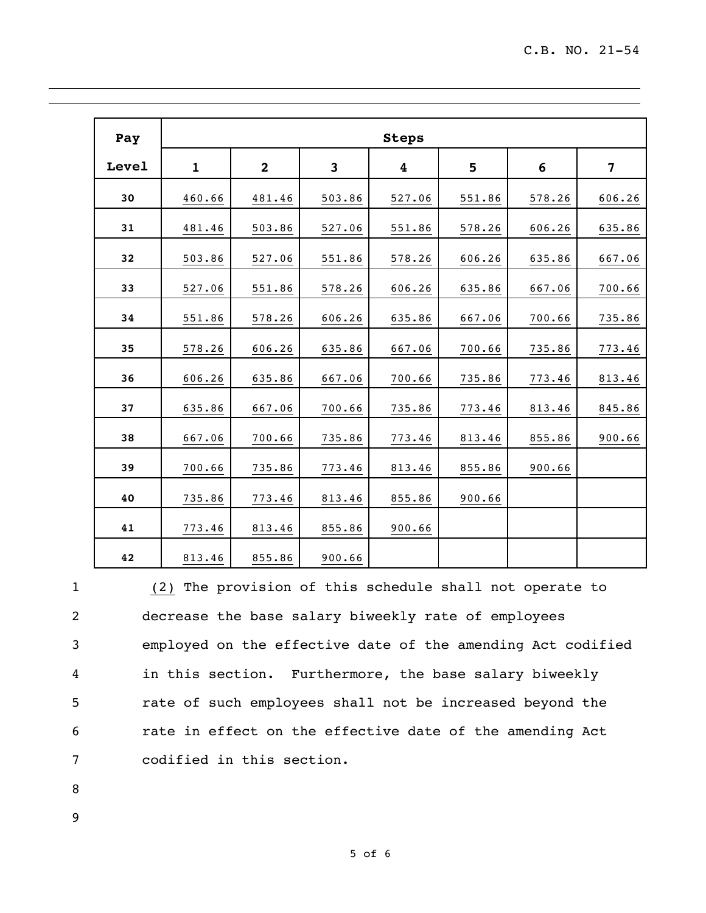| Pay Level | Steps | | | | | | |
|---|---|---|---|---|---|---|---|
| | 1 | 2 | 3 | 4 | 5 | 6 | 7 |
| 30 | 460.66 | 481.46 | 503.86 | 527.06 | 551.86 | 578.26 | 606.26 |
| 31 | 481.46 | 503.86 | 527.06 | 551.86 | 578.26 | 606.26 | 635.86 |
| 32 | 503.86 | 527.06 | 551.86 | 578.26 | 606.26 | 635.86 | 667.06 |
| 33 | 527.06 | 551.86 | 578.26 | 606.26 | 635.86 | 667.06 | 700.66 |
| 34 | 551.86 | 578.26 | 606.26 | 635.86 | 667.06 | 700.66 | 735.86 |
| 35 | 578.26 | 606.26 | 635.86 | 667.06 | 700.66 | 735.86 | 773.46 |
| 36 | 606.26 | 635.86 | 667.06 | 700.66 | 735.86 | 773.46 | 813.46 |
| 37 | 635.86 | 667.06 | 700.66 | 735.86 | 773.46 | 813.46 | 845.86 |
| 38 | 667.06 | 700.66 | 735.86 | 773.46 | 813.46 | 855.86 | 900.66 |
| 39 | 700.66 | 735.86 | 773.46 | 813.46 | 855.86 | 900.66 | |
| 40 | 735.86 | 773.46 | 813.46 | 855.86 | 900.66 | | |
| 41 | 773.46 | 813.46 | 855.86 | 900.66 | | | |
| 42 | 813.46 | 855.86 | 900.66 | | | | |

(2) The provision of this schedule shall not operate to decrease the base salary biweekly rate of employees employed on the effective date of the amending Act codified in this section. Furthermore, the base salary biweekly rate of such employees shall not be increased beyond the rate in effect on the effective date of the amending Act codified in this section.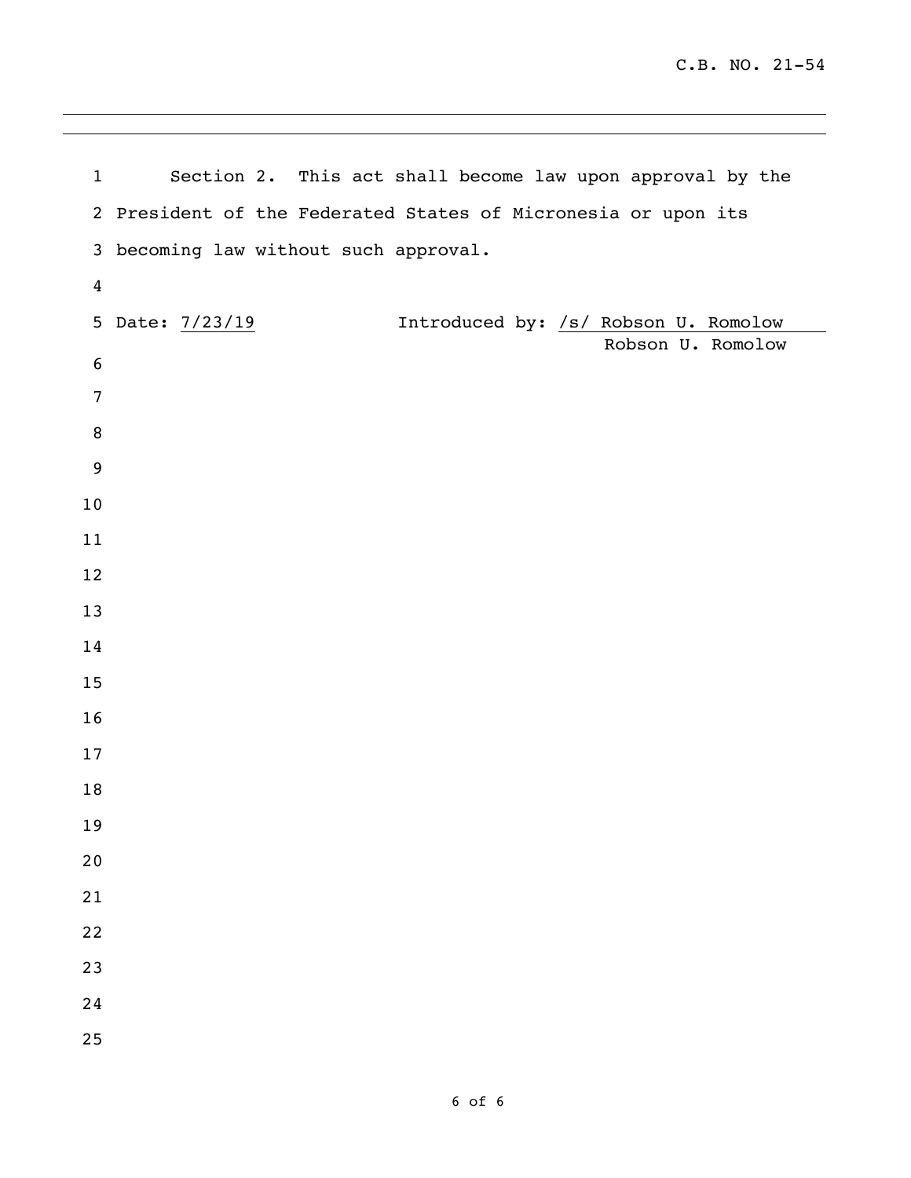Section 2. This act shall become law upon approval by the President of the Federated States of Micronesia or upon its becoming law without such approval.

Date: 7/23/19

Introduced by: /s/ Robson U. Romolow

Robson U. Romolow